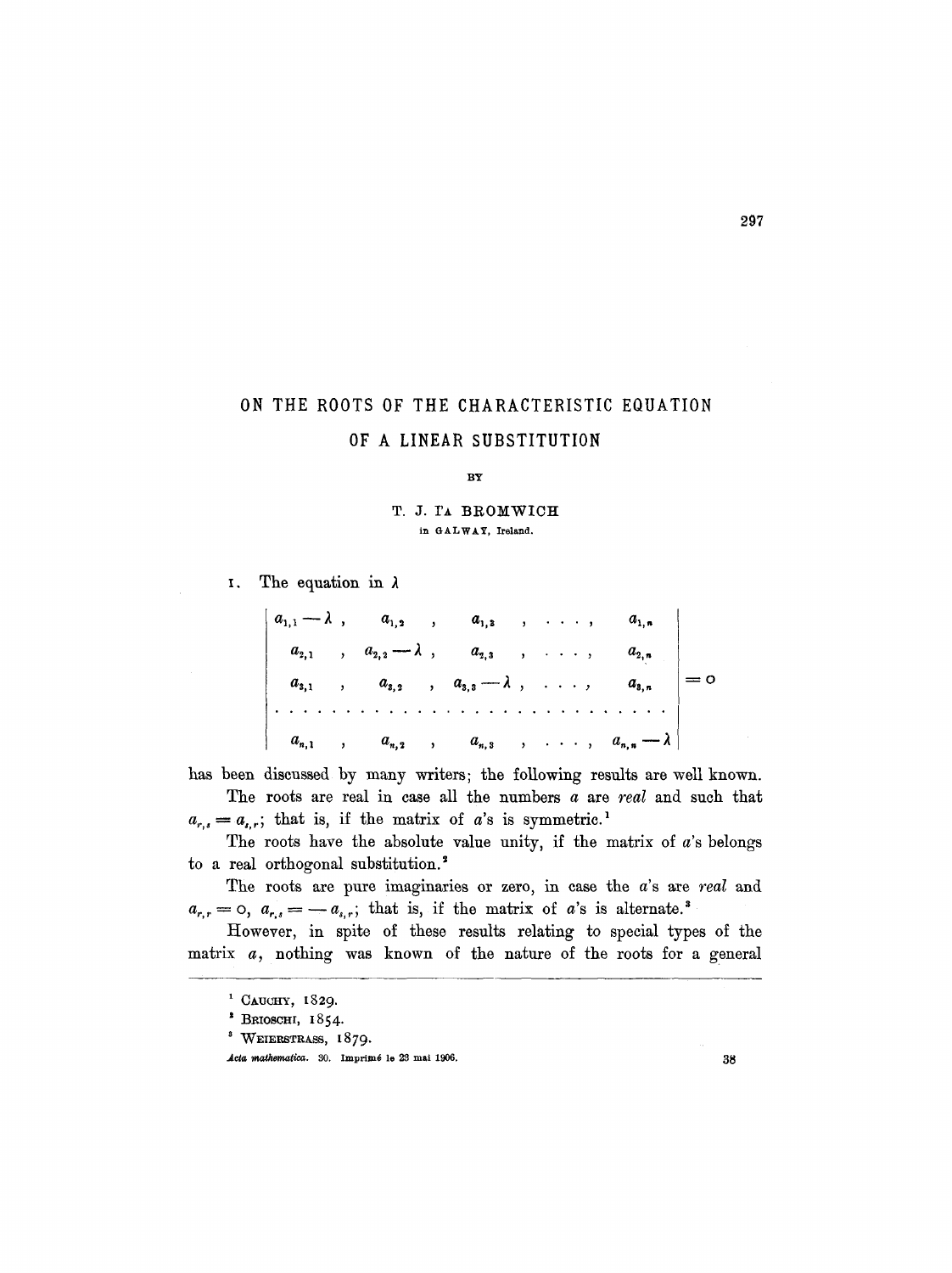# ON THE ROOTS OF THE CHARACTERISTIC EQUATION OF A LINEAR SUBSTITUTION

BY

T. J. I'A BROMWICH

in GALWAY, Ireland.

1. The equation in $\lambda$

$$\begin{vmatrix} a_{1,1}-\lambda, & a_{1,2}, & a_{1,3}, & \ldots, & a_{1,n} \\ a_{2,1}, & a_{2,2}-\lambda, & a_{2,3}, & \ldots, & a_{2,n} \\ a_{3,1}, & a_{3,2}, & a_{3,3}-\lambda, & \ldots, & a_{3,n} \\ \ldots & \ldots & \ldots & \ldots & \ldots \\ a_{n,1}, & a_{n,2}, & a_{n,3}, & \ldots, & a_{n,n}-\lambda \end{vmatrix} = 0$$

has been discussed by many writers; the following results are well known.

The roots are real in case all the numbers $a$ are *real* and such that $a_{r,s} = a_{s,r}$; that is, if the matrix of $a$'s is symmetric.[1]

The roots have the absolute value unity, if the matrix of $a$'s belongs to a real orthogonal substitution.[2]

The roots are pure imaginaries or zero, in case the $a$'s are *real* and $a_{r,r} = 0$, $a_{r,s} = -a_{s,r}$; that is, if the matrix of $a$'s is alternate.[3]

However, in spite of these results relating to special types of the matrix $a$, nothing was known of the nature of the roots for a general

---

[1] CAUCHY, 1829.

[2] BRIOSCHI, 1854.

[3] WEIERSTRASS, 1879.

*Acta mathematica.* 30. Imprimé le 23 mai 1906.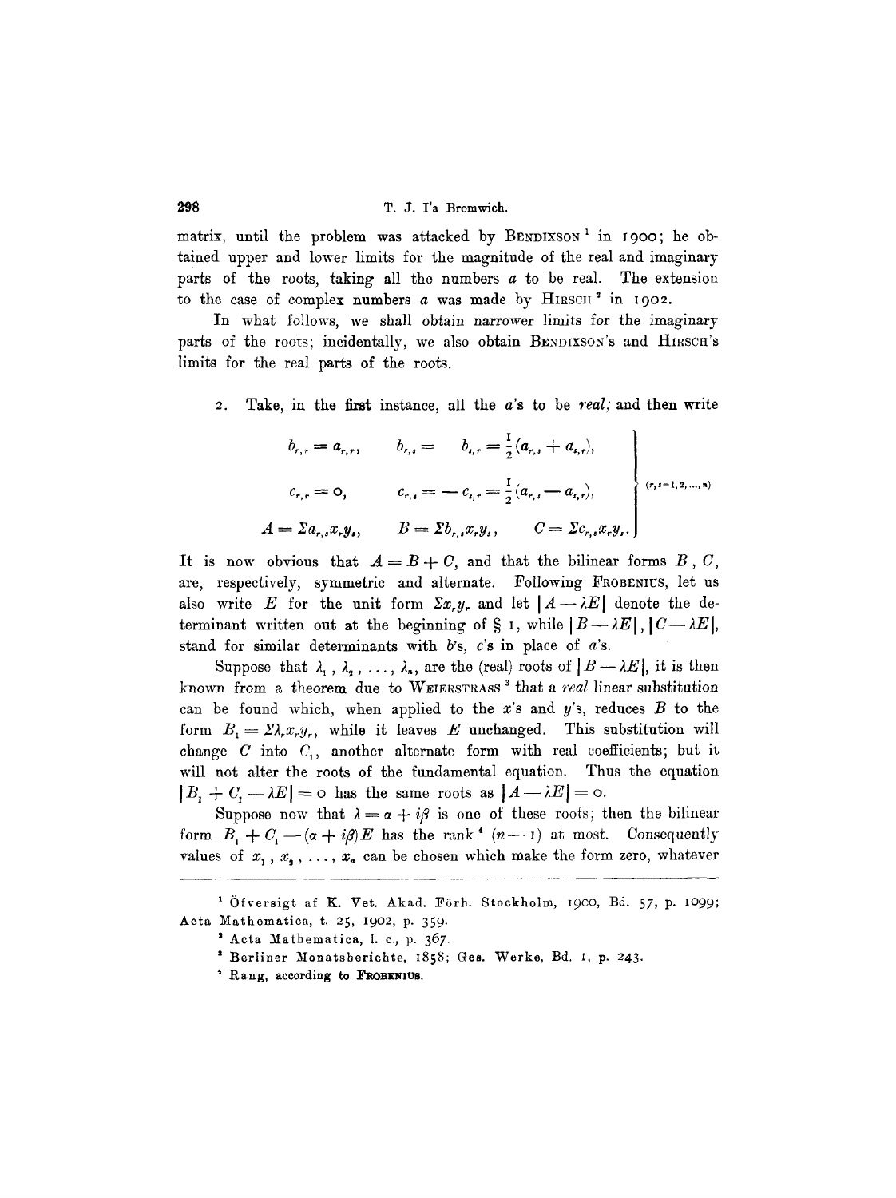matrix, until the problem was attacked by BENDIXSON[1] in 1900; he obtained upper and lower limits for the magnitude of the real and imaginary parts of the roots, taking all the numbers $a$ to be real. The extension to the case of complex numbers $a$ was made by HIRSCH[2] in 1902.

In what follows, we shall obtain narrower limits for the imaginary parts of the roots; incidentally, we also obtain BENDIXSON's and HIRSCH's limits for the real parts of the roots.

2. Take, in the first instance, all the $a$'s to be *real;* and then write

$$\left.\begin{array}{lll} b_{r,r} = a_{r,r}, & b_{r,s} = \quad b_{s,r} = \frac{1}{2}(a_{r,s} + a_{s,r}), & \\ c_{r,r} = 0, & c_{r,s} = -c_{s,r} = \frac{1}{2}(a_{r,s} - a_{s,r}), & \\ A = \Sigma a_{r,s} x_r y_s, & B = \Sigma b_{r,s} x_r y_s, & C = \Sigma c_{r,s} x_r y_s. \end{array}\right\} \quad (r, s = 1, 2, \ldots, n)$$

It is now obvious that $A = B + C$, and that the bilinear forms $B$, $C$, are, respectively, symmetric and alternate. Following FROBENIUS, let us also write $E$ for the unit form $\Sigma x_r y_r$ and let $|A - \lambda E|$ denote the determinant written out at the beginning of § 1, while $|B - \lambda E|$, $|C - \lambda E|$, stand for similar determinants with $b$'s, $c$'s in place of $a$'s.

Suppose that $\lambda_1, \lambda_2, \ldots, \lambda_n$, are the (real) roots of $|B - \lambda E|$, it is then known from a theorem due to WEIERSTRASS[3] that a *real* linear substitution can be found which, when applied to the $x$'s and $y$'s, reduces $B$ to the form $B_1 = \Sigma \lambda_r x_r y_r$, while it leaves $E$ unchanged. This substitution will change $C$ into $C_1$, another alternate form with real coefficients; but it will not alter the roots of the fundamental equation. Thus the equation $|B_1 + C_1 - \lambda E| = 0$ has the same roots as $|A - \lambda E| = 0$.

Suppose now that $\lambda = \alpha + i\beta$ is one of these roots; then the bilinear form $B_1 + C_1 - (\alpha + i\beta)E$ has the rank[4] $(n - 1)$ at most. Consequently values of $x_1, x_2, \ldots, x_n$ can be chosen which make the form zero, whatever

---

[1] Öfversigt af K. Vet. Akad. Förh. Stockholm, 1900, Bd. 57, p. 1099; Acta Mathematica, t. 25, 1902, p. 359.

[2] Acta Mathematica, l. c., p. 367.

[3] Berliner Monatsberichte, 1858; Ges. Werke, Bd. 1, p. 243.

[4] Rang, according to FROBENIUS.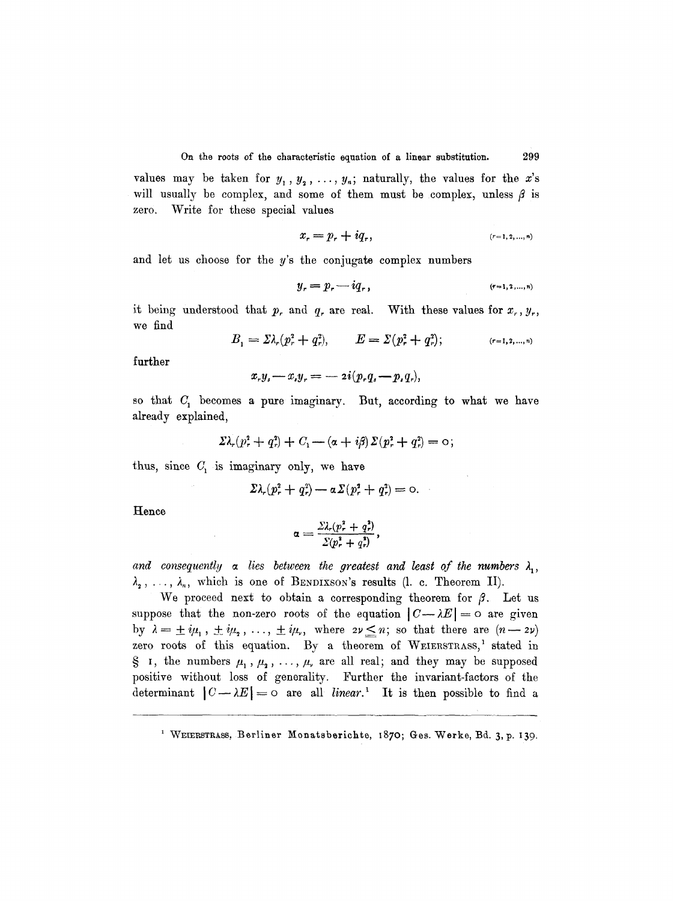values may be taken for $y_1, y_2, \ldots, y_n$; naturally, the values for the $x$'s will usually be complex, and some of them must be complex, unless $\beta$ is zero. Write for these special values

$$x_r = p_r + iq_r, \qquad (r=1,2,\ldots,n)$$

and let us choose for the $y$'s the conjugate complex numbers

$$y_r = p_r - iq_r, \qquad (r=1,2,\ldots,n)$$

it being understood that $p_r$ and $q_r$ are real. With these values for $x_r, y_r$, we find

$$B_1 = \Sigma\lambda_r(p_r^2 + q_r^2), \qquad E = \Sigma(p_r^2 + q_r^2); \qquad (r=1,2,\ldots,n)$$

further

$$x_r y_s - x_s y_r = -2i(p_r q_s - p_s q_r),$$

so that $C_1$ becomes a pure imaginary. But, according to what we have already explained,

$$\Sigma\lambda_r(p_r^2 + q_r^2) + C_1 - (\alpha + i\beta)\Sigma(p_r^2 + q_r^2) = 0;$$

thus, since $C_1$ is imaginary only, we have

$$\Sigma\lambda_r(p_r^2 + q_r^2) - \alpha\Sigma(p_r^2 + q_r^2) = 0.$$

Hence

$$\alpha = \frac{\Sigma\lambda_r(p_r^2 + q_r^2)}{\Sigma(p_r^2 + q_r^2)},$$

*and consequently $\alpha$ lies between the greatest and least of the numbers* $\lambda_1$, $\lambda_2, \ldots, \lambda_n$, which is one of BENDIXSON's results (l. c. Theorem II).

We proceed next to obtain a corresponding theorem for $\beta$. Let us suppose that the non-zero roots of the equation $|C - \lambda E| = 0$ are given by $\lambda = \pm i\mu_1, \pm i\mu_2, \ldots, \pm i\mu_\nu$, where $2\nu \leq n$; so that there are $(n - 2\nu)$ zero roots of this equation. By a theorem of WEIERSTRASS,[1] stated in § 1, the numbers $\mu_1, \mu_2, \ldots, \mu_\nu$ are all real; and they may be supposed positive without loss of generality. Further the invariant-factors of the determinant $|C - \lambda E| = 0$ are all *linear*.[1] It is then possible to find a

[1] WEIERSTRASS, Berliner Monatsberichte, 1870; Ges. Werke, Bd. 3, p. 139.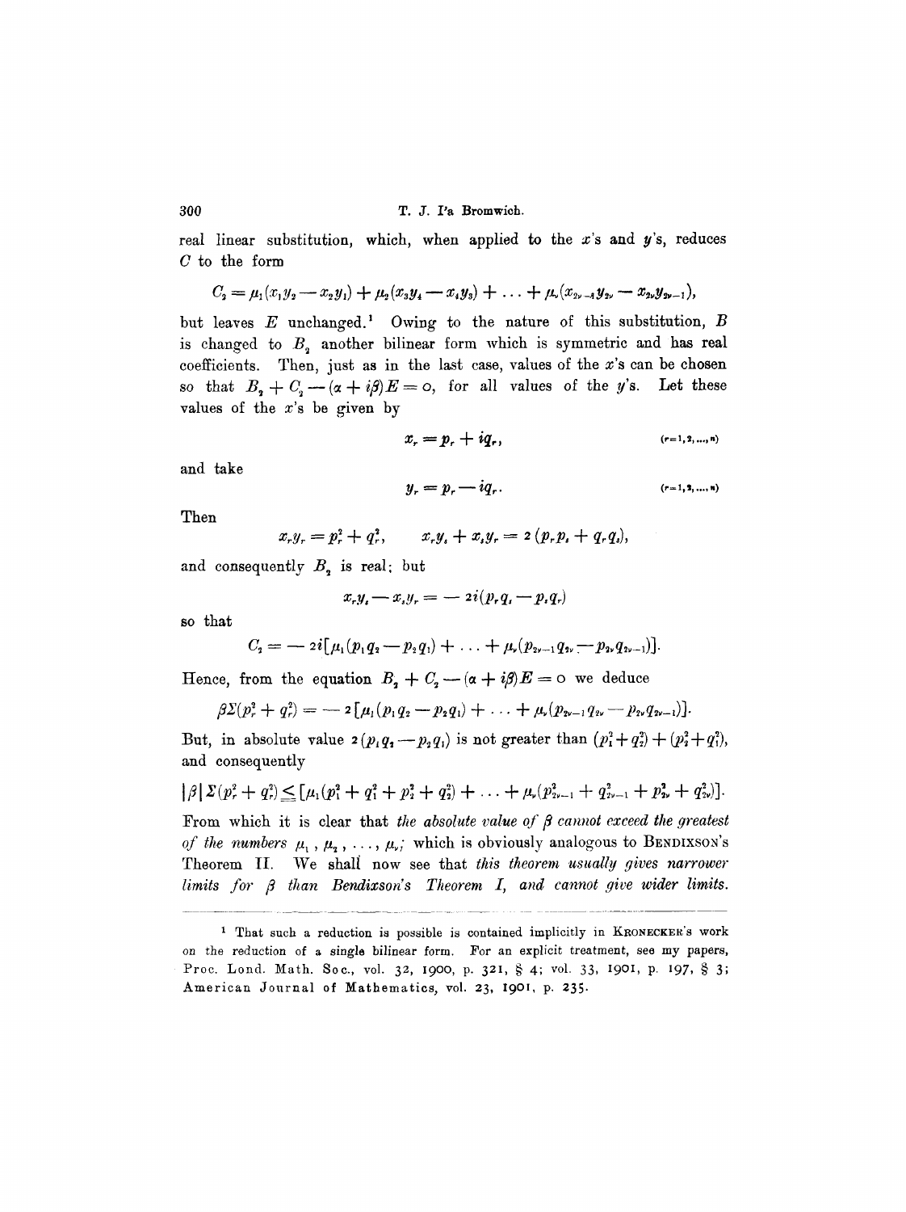real linear substitution, which, when applied to the $x$'s and $y$'s, reduces $C$ to the form

$$C_2 = \mu_1(x_1y_2 - x_2y_1) + \mu_2(x_3y_4 - x_4y_3) + \ldots + \mu_\nu(x_{2\nu-1}y_{2\nu} - x_{2\nu}y_{2\nu-1}),$$

but leaves $E$ unchanged.[1] Owing to the nature of this substitution, $B$ is changed to $B_2$ another bilinear form which is symmetric and has real coefficients. Then, just as in the last case, values of the $x$'s can be chosen so that $B_2 + C_2 - (\alpha + i\beta)E = 0$, for all values of the $y$'s. Let these values of the $x$'s be given by

$$x_r = p_r + iq_r, \qquad (r=1,2,\ldots,n)$$

and take

$$y_r = p_r - iq_r. \qquad (r=1,2,\ldots,n)$$

Then

$$x_ry_r = p_r^2 + q_r^2, \qquad x_ry_s + x_sy_r = 2(p_rp_s + q_rq_s),$$

and consequently $B_2$ is real; but

$$x_ry_s - x_sy_r = -2i(p_rq_s - p_sq_r)$$

so that

$$C_2 = -2i[\mu_1(p_1q_2 - p_2q_1) + \ldots + \mu_\nu(p_{2\nu-1}q_{2\nu} - p_{2\nu}q_{2\nu-1})].$$

Hence, from the equation $B_2 + C_2 - (\alpha + i\beta)E = 0$ we deduce

$$\beta\Sigma(p_r^2 + q_r^2) = -2[\mu_1(p_1q_2 - p_2q_1) + \ldots + \mu_\nu(p_{2\nu-1}q_{2\nu} - p_{2\nu}q_{2\nu-1})].$$

But, in absolute value $2(p_1q_2 - p_2q_1)$ is not greater than $(p_1^2 + q_2^2) + (p_2^2 + q_1^2)$, and consequently

$$|\beta|\,\Sigma(p_r^2 + q_r^2) \leq [\mu_1(p_1^2 + q_1^2 + p_2^2 + q_2^2) + \ldots + \mu_\nu(p_{2\nu-1}^2 + q_{2\nu-1}^2 + p_{2\nu}^2 + q_{2\nu}^2)].$$

From which it is clear that *the absolute value of $\beta$ cannot exceed the greatest of the numbers $\mu_1, \mu_2, \ldots, \mu_\nu$;* which is obviously analogous to BENDIXSON'S Theorem II. We shall now see that *this theorem usually gives narrower limits for $\beta$ than Bendixson's Theorem I, and cannot give wider limits.*

---

[1] That such a reduction is possible is contained implicitly in KRONECKER'S work on the reduction of a single bilinear form. For an explicit treatment, see my papers, Proc. Lond. Math. Soc., vol. 32, 1900, p. 321, § 4; vol. 33, 1901, p. 197, § 3; American Journal of Mathematics, vol. 23, 1901, p. 235.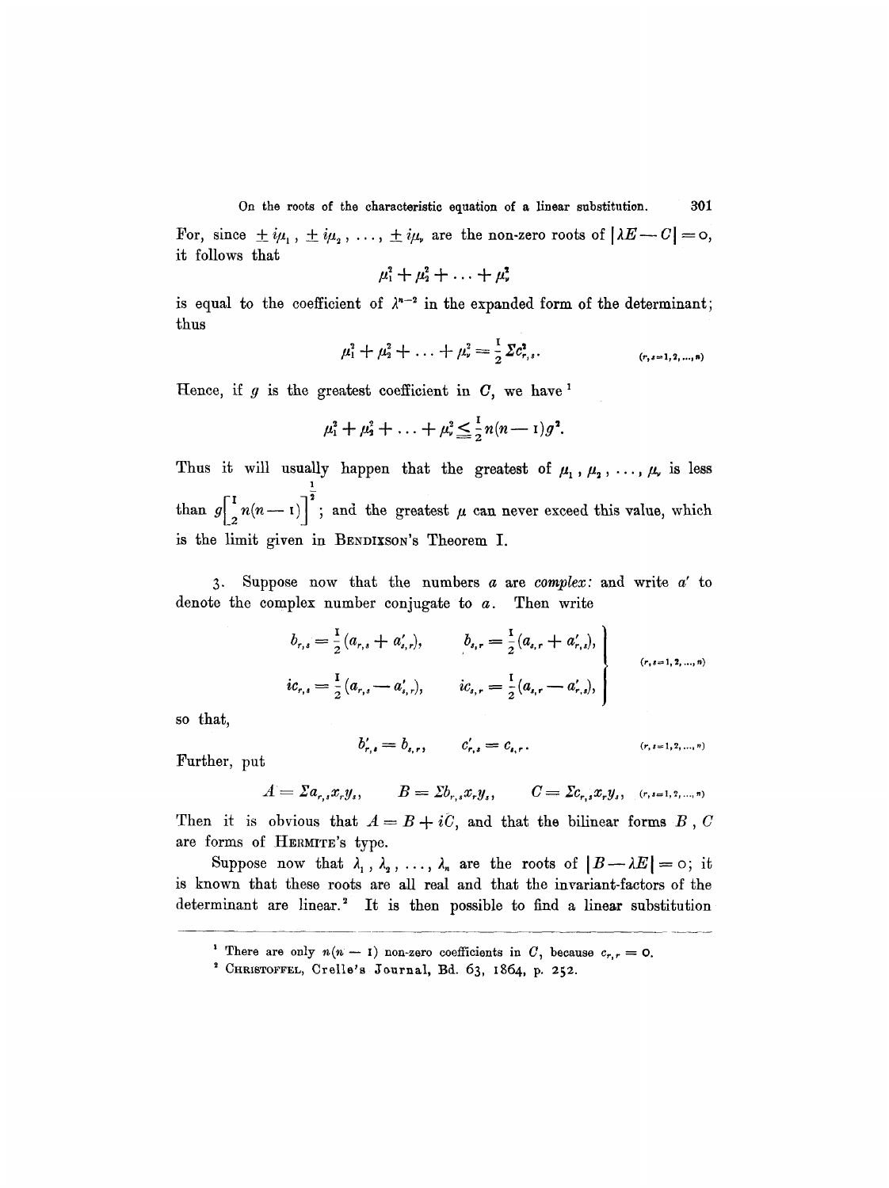For, since $\pm i\mu_1, \pm i\mu_2, \ldots, \pm i\mu_\nu$ are the non-zero roots of $|\lambda E - C| = 0$, it follows that

$$\mu_1^2 + \mu_2^2 + \ldots + \mu_\nu^2$$

is equal to the coefficient of $\lambda^{n-2}$ in the expanded form of the determinant; thus

$$\mu_1^2 + \mu_2^2 + \ldots + \mu_\nu^2 = \frac{1}{2} \Sigma c_{r,s}^2. \qquad (r, s = 1, 2, \ldots, n)$$

Hence, if $g$ is the greatest coefficient in $C$, we have [1]

$$\mu_1^2 + \mu_2^2 + \ldots + \mu_\nu^2 \leqq \frac{1}{2} n(n-1) g^2.$$

Thus it will usually happen that the greatest of $\mu_1, \mu_2, \ldots, \mu_\nu$ is less than $g\left[\frac{1}{2} n(n-1)\right]^{\frac{1}{2}}$; and the greatest $\mu$ can never exceed this value, which is the limit given in BENDIXSON's Theorem I.

3. Suppose now that the numbers $a$ are *complex:* and write $a'$ to denote the complex number conjugate to $a$. Then write

$$\left. \begin{aligned} b_{r,s} &= \frac{1}{2}(a_{r,s} + a'_{s,r}), \qquad & b_{s,r} &= \frac{1}{2}(a_{s,r} + a'_{r,s}), \\ ic_{r,s} &= \frac{1}{2}(a_{r,s} - a'_{s,r}), \qquad & ic_{s,r} &= \frac{1}{2}(a_{s,r} - a'_{r,s}), \end{aligned} \right\} \qquad (r, s = 1, 2, \ldots, n)$$

so that,

$$b'_{r,s} = b_{s,r}, \qquad c'_{r,s} = c_{s,r}. \qquad (r, s = 1, 2, \ldots, n)$$

Further, put

$$A = \Sigma a_{r,s} x_r y_s, \qquad B = \Sigma b_{r,s} x_r y_s, \qquad C = \Sigma c_{r,s} x_r y_s, \quad (r, s = 1, 2, \ldots, n)$$

Then it is obvious that $A = B + iC$, and that the bilinear forms $B$, $C$ are forms of HERMITE's type.

Suppose now that $\lambda_1, \lambda_2, \ldots, \lambda_n$ are the roots of $|B - \lambda E| = 0$; it is known that these roots are all real and that the invariant-factors of the determinant are linear.[2] It is then possible to find a linear substitution

---

[1] There are only $n(n-1)$ non-zero coefficients in $C$, because $c_{r,r} = 0$.

[2] CHRISTOFFEL, Crelle's Journal, Bd. 63, 1864, p. 252.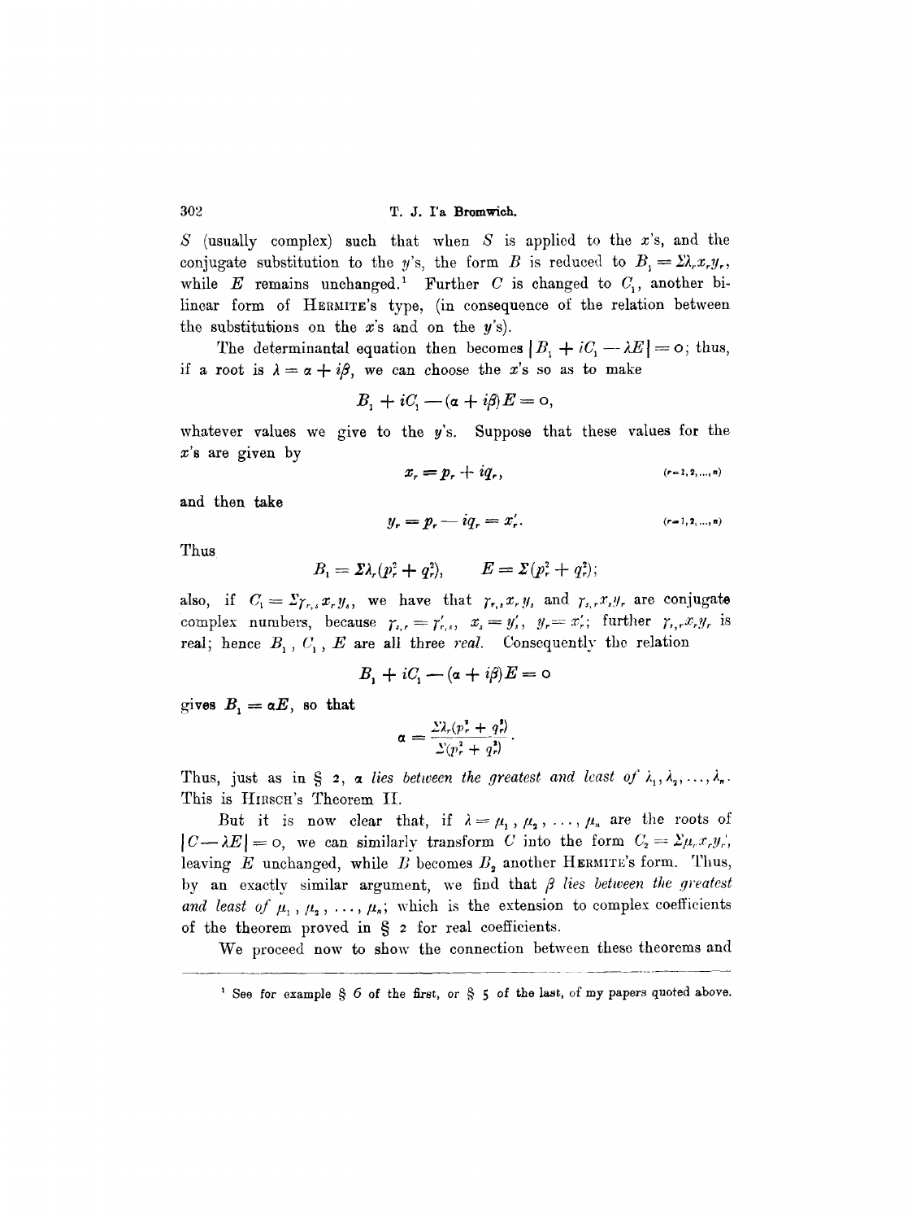$S$ (usually complex) such that when $S$ is applied to the $x$'s, and the conjugate substitution to the $y$'s, the form $B$ is reduced to $B_1 = \Sigma \lambda_r x_r y_r$, while $E$ remains unchanged.[1] Further $C$ is changed to $C_1$, another bilinear form of HERMITE's type, (in consequence of the relation between the substitutions on the $x$'s and on the $y$'s).

The determinantal equation then becomes $|B_1 + iC_1 - \lambda E| = 0$; thus, if a root is $\lambda = \alpha + i\beta$, we can choose the $x$'s so as to make

$$B_1 + iC_1 - (\alpha + i\beta)E = 0,$$

whatever values we give to the $y$'s. Suppose that these values for the $x$'s are given by

$$x_r = p_r + iq_r, \qquad (r=1,2,\ldots,n)$$

and then take

$$y_r = p_r - iq_r = x'_r. \qquad (r=1,2,\ldots,n)$$

Thus

$$B_1 = \Sigma \lambda_r (p_r^2 + q_r^2), \qquad E = \Sigma (p_r^2 + q_r^2);$$

also, if $C_1 = \Sigma \gamma_{r,s} x_r y_s$, we have that $\gamma_{r,s} x_r y_s$ and $\gamma_{s,r} x_s y_r$ are conjugate complex numbers, because $\gamma_{s,r} = \gamma'_{r,s}$, $x_s = y'_s$, $y_r = x'_r$; further $\gamma_{r,r} x_r y_r$ is real; hence $B_1$, $C_1$, $E$ are all three *real*. Consequently the relation

$$B_1 + iC_1 - (\alpha + i\beta)E = 0$$

gives $B_1 = \alpha E$, so that

$$\alpha = \frac{\Sigma \lambda_r (p_r^2 + q_r^2)}{\Sigma (p_r^2 + q_r^2)}.$$

Thus, just as in § 2, *$\alpha$ lies between the greatest and least of $\lambda_1, \lambda_2, \ldots, \lambda_n$.* This is HIRSCH's Theorem II.

But it is now clear that, if $\lambda = \mu_1, \mu_2, \ldots, \mu_n$ are the roots of $|C - \lambda E| = 0$, we can similarly transform $C$ into the form $C_2 = \Sigma \mu_r x_r y'_r$, leaving $E$ unchanged, while $B$ becomes $B_2$ another HERMITE's form. Thus, by an exactly similar argument, we find that *$\beta$ lies between the greatest and least of $\mu_1, \mu_2, \ldots, \mu_n$*; which is the extension to complex coefficients of the theorem proved in § 2 for real coefficients.

We proceed now to show the connection between these theorems and

---

[1] See for example § 6 of the first, or § 5 of the last, of my papers quoted above.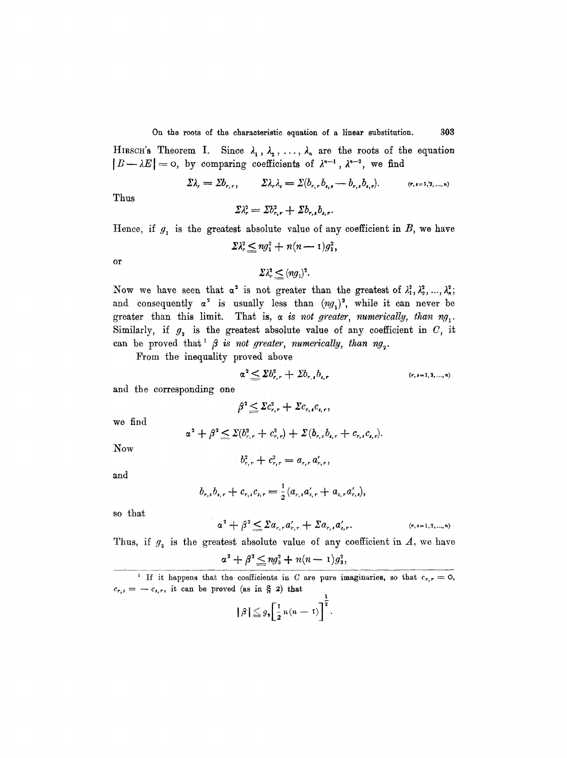HIRSCH's Theorem I. Since $\lambda_1, \lambda_2, \ldots, \lambda_n$ are the roots of the equation $|B - \lambda E| = 0$, by comparing coefficients of $\lambda^{n-1}, \lambda^{n-2}$, we find

$$\Sigma\lambda_r = \Sigma b_{r,r}, \qquad \Sigma\lambda_r\lambda_s = \Sigma(b_{r,r}b_{s,s} - b_{r,s}b_{s,r}). \qquad (r, s = 1, 2, \ldots, n)$$

Thus

$$\Sigma\lambda_r^2 = \Sigma b_{r,r}^2 + \Sigma b_{r,s}b_{s,r}.$$

Hence, if $g_1$ is the greatest absolute value of any coefficient in $B$, we have

$$\Sigma\lambda_r^2 \leqq n g_1^2 + n(n-1)g_1^2,$$

or

$$\Sigma\lambda_r^2 \leqq (ng_1)^2.$$

Now we have seen that $\alpha^2$ is not greater than the greatest of $\lambda_1^2, \lambda_2^2, \ldots, \lambda_n^2$; and consequently $\alpha^2$ is usually less than $(ng_1)^2$, while it can never be greater than this limit. That is, *$\alpha$ is not greater, numerically, than $ng_1$*. Similarly, if $g_2$ is the greatest absolute value of any coefficient in $C$, it can be proved that[1] *$\beta$ is not greater, numerically, than $ng_2$*.

From the inequality proved above

$$\alpha^2 \leqq \Sigma b_{r,r}^2 + \Sigma b_{r,s}b_{s,r} \qquad (r, s = 1, 2, \ldots, n)$$

and the corresponding one

$$\beta^2 \leqq \Sigma c_{r,r}^2 + \Sigma c_{r,s}c_{s,r},$$

we find

$$\alpha^2 + \beta^2 \leqq \Sigma(b_{r,r}^2 + c_{r,r}^2) + \Sigma(b_{r,s}b_{s,r} + c_{r,s}c_{s,r}).$$

Now

$$b_{r,r}^2 + c_{r,r}^2 = a_{r,r}a'_{r,r},$$

and

$$b_{r,s}b_{s,r} + c_{r,s}c_{s,r} = \frac{1}{2}(a_{r,s}a'_{s,r} + a_{s,r}a'_{r,s}),$$

so that

$$\alpha^2 + \beta^2 \leqq \Sigma a_{r,r}a'_{r,r} + \Sigma a_{r,s}a'_{s,r}. \qquad (r, s = 1, 2, \ldots, n)$$

Thus, if $g_3$ is the greatest absolute value of any coefficient in $A$, we have

$$\alpha^2 + \beta^2 \leqq ng_3^2 + n(n-1)g_3^2,$$

---

[1] If it happens that the coefficients in $C$ are pure imaginaries, so that $c_{r,r} = 0$, $c_{r,s} = -c_{s,r}$, it can be proved (as in § 2) that

$$|\beta| \leqq g_2\left[\frac{1}{2}n(n-1)\right]^{\frac{1}{2}}.$$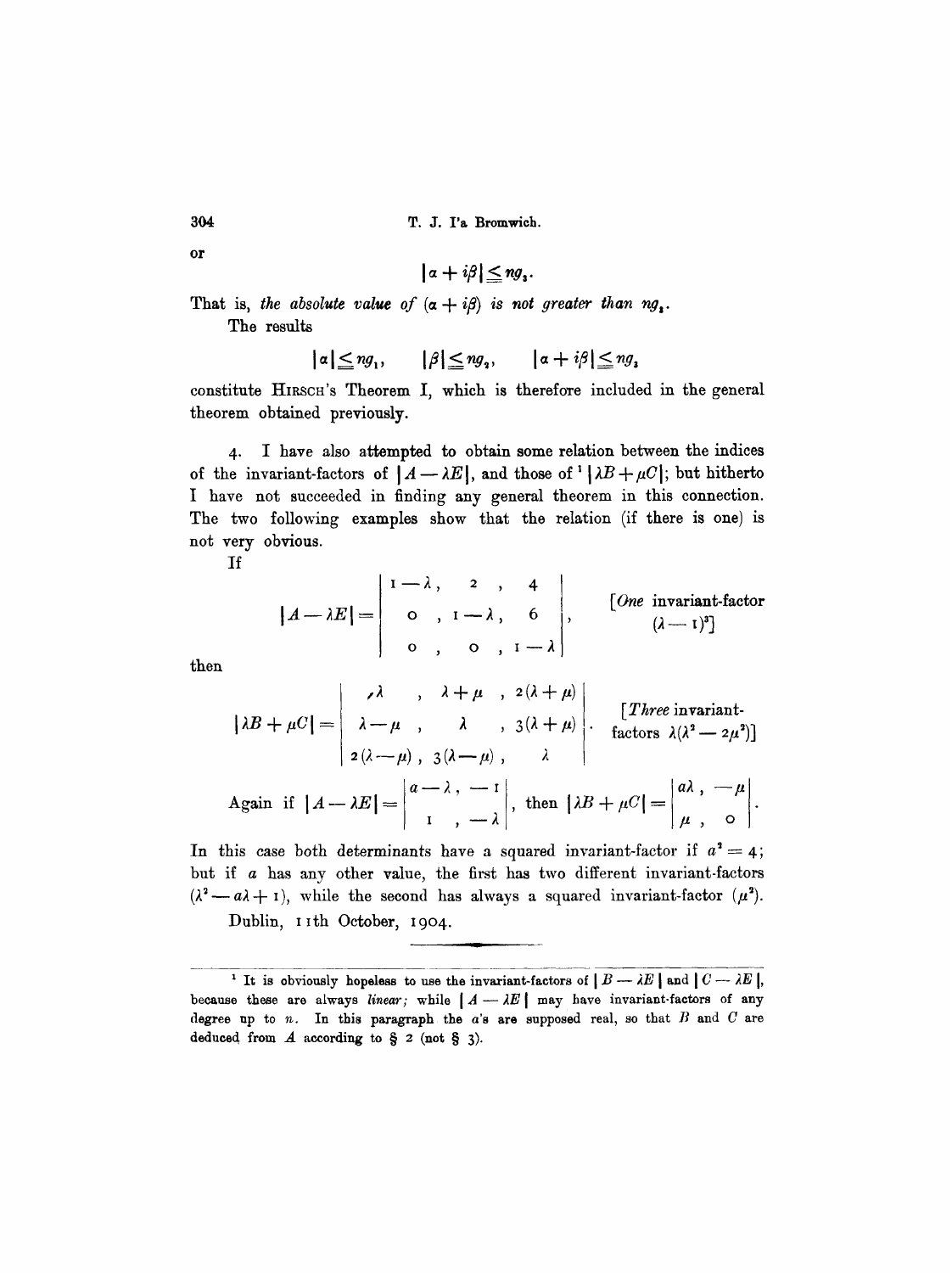or

$$|\alpha + i\beta| \leq ng_3.$$

That is, *the absolute value of $(\alpha + i\beta)$ is not greater than $ng_3$.*

The results

$$|\alpha| \leq ng_1, \qquad |\beta| \leq ng_2, \qquad |\alpha + i\beta| \leq ng_3$$

constitute HIRSCH's Theorem I, which is therefore included in the general theorem obtained previously.

4. I have also attempted to obtain some relation between the indices of the invariant-factors of $|A - \lambda E|$, and those of[1] $|\lambda B + \mu C|$; but hitherto I have not succeeded in finding any general theorem in this connection. The two following examples show that the relation (if there is one) is not very obvious.

If

$$|A - \lambda E| = \begin{vmatrix} 1-\lambda, & 2, & 4 \\ 0, & 1-\lambda, & 6 \\ 0, & 0, & 1-\lambda \end{vmatrix}, \qquad [\textit{One} \text{ invariant-factor } (\lambda - 1)^3]$$

then

$$|\lambda B + \mu C| = \begin{vmatrix} \lambda, & \lambda + \mu, & 2(\lambda + \mu) \\ \lambda - \mu, & \lambda, & 3(\lambda + \mu) \\ 2(\lambda - \mu), & 3(\lambda - \mu), & \lambda \end{vmatrix}. \qquad [\textit{Three} \text{ invariant-factors } \lambda(\lambda^2 - 2\mu^2)]$$

Again if $|A - \lambda E| = \begin{vmatrix} a - \lambda, & -1 \\ 1, & -\lambda \end{vmatrix}$, then $|\lambda B + \mu C| = \begin{vmatrix} a\lambda, & -\mu \\ \mu, & 0 \end{vmatrix}$.

In this case both determinants have a squared invariant-factor if $a^2 = 4$; but if $a$ has any other value, the first has two different invariant-factors $(\lambda^2 - a\lambda + 1)$, while the second has always a squared invariant-factor $(\mu^2)$.

Dublin, 11th October, 1904.

---

[1] It is obviously hopeless to use the invariant-factors of $|B - \lambda E|$ and $|C - \lambda E|$, because these are always *linear*; while $|A - \lambda E|$ may have invariant-factors of any degree up to $n$. In this paragraph the $a$'s are supposed real, so that $B$ and $C$ are deduced from $A$ according to § 2 (not § 3).